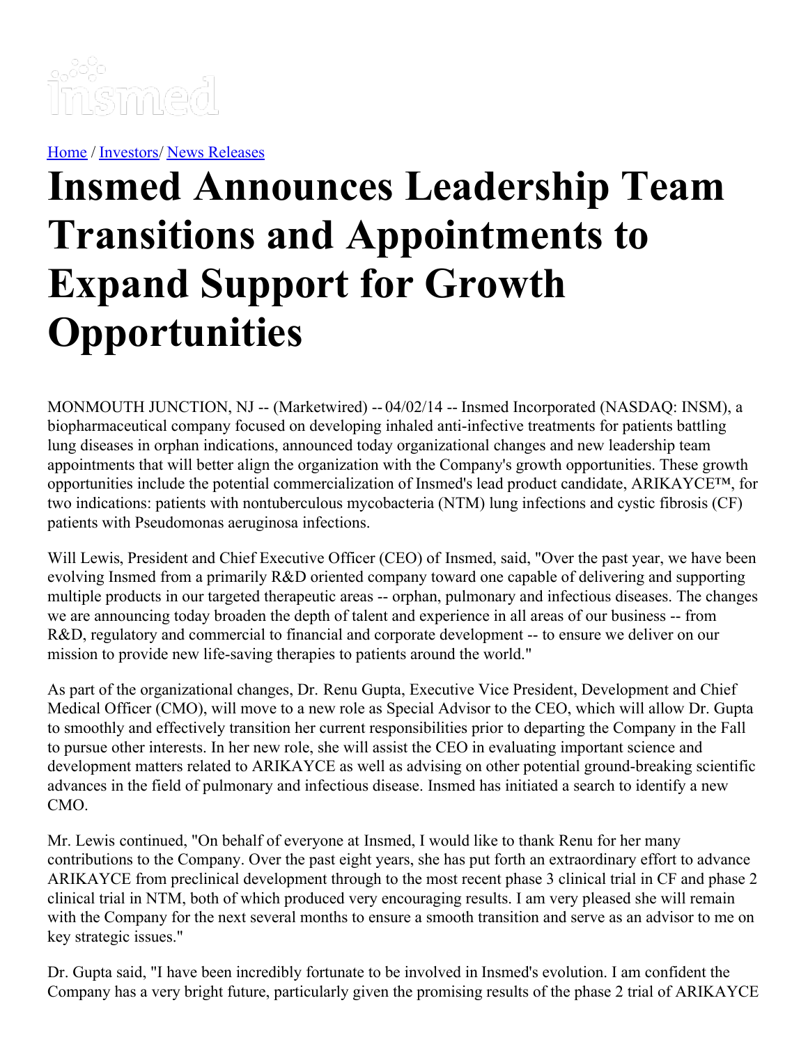Home / Investors/ News Releases

# Insmed Announces Leadership Team Transitions and Appointments to Expand Support for Growth Opportunities

MONMOUTH JUNCTION, NJ -- (Marketwired) -- 04/02/14 -- Insmed Incorporated (NASDAQ: INSM), a biopharmaceutical company focused on developing inhaled anti-infective treatments for patients battling lung diseases in orphan indications, announced today organizational changes and new leadership team appointments that will better align the organization with the Company's growth opportunities. These growth opportunities include the potential commercialization of Insmed's lead product candidate, ARIKAYCE™, for two indications: patients with nontuberculous mycobacteria (NTM) lung infections and cystic fibrosis (CF) patients with Pseudomonas aeruginosa infections.

Will Lewis, President and Chief Executive Officer (CEO) of Insmed, said, "Over the past year, we have been evolving Insmed from a primarily R&D oriented company toward one capable of delivering and supporting multiple products in our targeted therapeutic areas -- orphan, pulmonary and infectious diseases. The changes we are announcing today broaden the depth of talent and experience in all areas of our business -- from R&D, regulatory and commercial to financial and corporate development -- to ensure we deliver on our mission to provide new life-saving therapies to patients around the world."

As part of the organizational changes, Dr. Renu Gupta, Executive Vice President, Development and Chief Medical Officer (CMO), will move to a new role as Special Advisor to the CEO, which will allow Dr. Gupta to smoothly and effectively transition her current responsibilities prior to departing the Company in the Fall to pursue other interests. In her new role, she will assist the CEO in evaluating important science and development matters related to ARIKAYCE as well as advising on other potential ground-breaking scientific advances in the field of pulmonary and infectious disease. Insmed has initiated a search to identify a new CMO.

Mr. Lewis continued, "On behalf of everyone at Insmed, I would like to thank Renu for her many contributions to the Company. Over the past eight years, she has put forth an extraordinary effort to advance ARIKAYCE from preclinical development through to the most recent phase 3 clinical trial in CF and phase 2 clinical trial in NTM, both of which produced very encouraging results. I am very pleased she will remain with the Company for the next several months to ensure a smooth transition and serve as an advisor to me on key strategic issues."

Dr. Gupta said, "I have been incredibly fortunate to be involved in Insmed's evolution. I am confident the Company has a very bright future, particularly given the promising results of the phase 2 trial of ARIKAYCE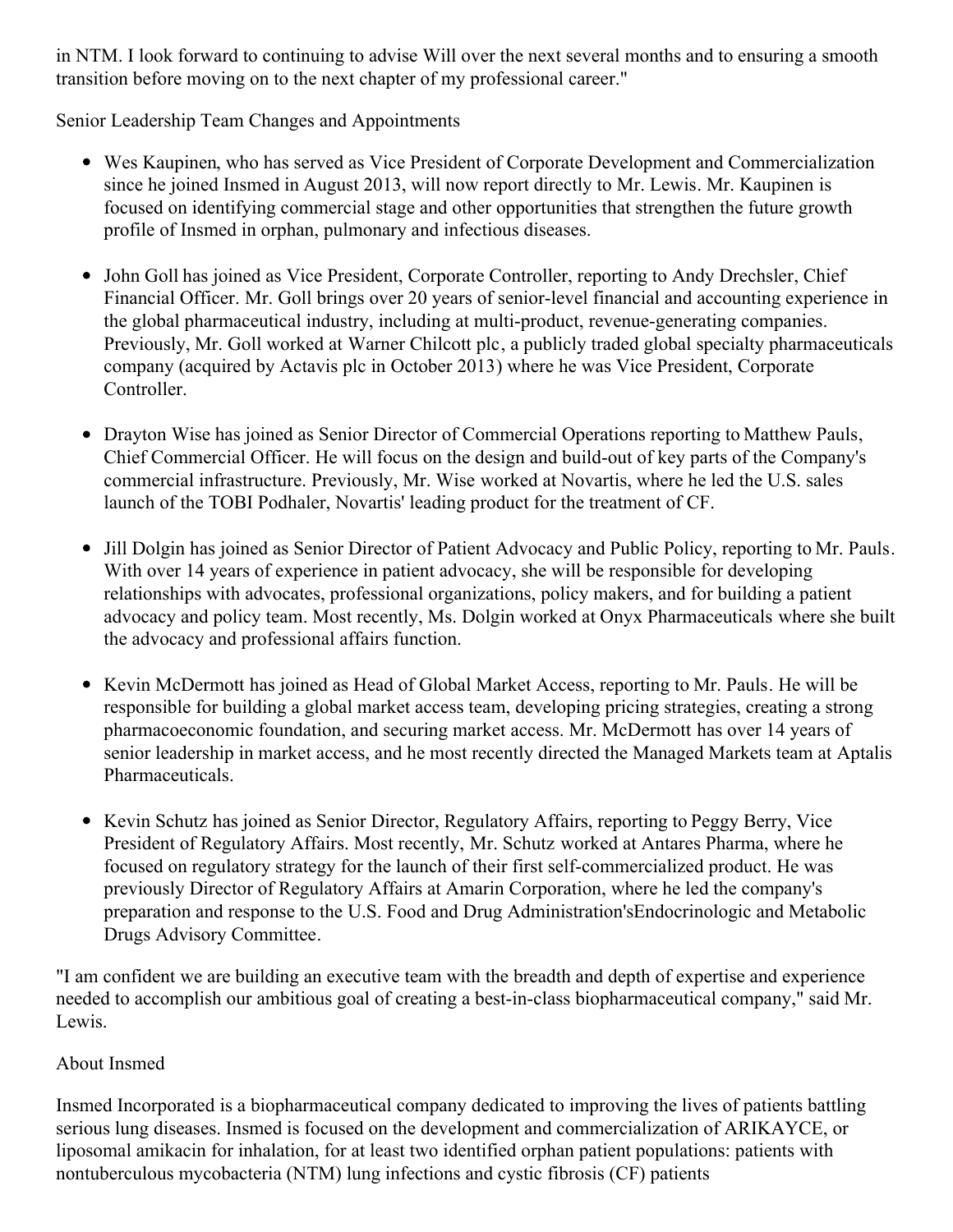in NTM. I look forward to continuing to advise Will over the next several months and to ensuring a smooth transition before moving on to the next chapter of my professional career."

Senior Leadership Team Changes and Appointments

- Wes Kaupinen, who has served as Vice President of Corporate Development and Commercialization since he joined Insmed in August 2013, will now report directly to Mr. Lewis. Mr. Kaupinen is focused on identifying commercial stage and other opportunities that strengthen the future growth profile of Insmed in orphan, pulmonary and infectious diseases.

- John Goll has joined as Vice President, Corporate Controller, reporting to Andy Drechsler, Chief Financial Officer. Mr. Goll brings over 20 years of senior-level financial and accounting experience in the global pharmaceutical industry, including at multi-product, revenue-generating companies. Previously, Mr. Goll worked at Warner Chilcott plc, a publicly traded global specialty pharmaceuticals company (acquired by Actavis plc in October 2013) where he was Vice President, Corporate Controller.

- Drayton Wise has joined as Senior Director of Commercial Operations reporting to Matthew Pauls, Chief Commercial Officer. He will focus on the design and build-out of key parts of the Company's commercial infrastructure. Previously, Mr. Wise worked at Novartis, where he led the U.S. sales launch of the TOBI Podhaler, Novartis' leading product for the treatment of CF.

- Jill Dolgin has joined as Senior Director of Patient Advocacy and Public Policy, reporting to Mr. Pauls. With over 14 years of experience in patient advocacy, she will be responsible for developing relationships with advocates, professional organizations, policy makers, and for building a patient advocacy and policy team. Most recently, Ms. Dolgin worked at Onyx Pharmaceuticals where she built the advocacy and professional affairs function.

- Kevin McDermott has joined as Head of Global Market Access, reporting to Mr. Pauls. He will be responsible for building a global market access team, developing pricing strategies, creating a strong pharmacoeconomic foundation, and securing market access. Mr. McDermott has over 14 years of senior leadership in market access, and he most recently directed the Managed Markets team at Aptalis Pharmaceuticals.

- Kevin Schutz has joined as Senior Director, Regulatory Affairs, reporting to Peggy Berry, Vice President of Regulatory Affairs. Most recently, Mr. Schutz worked at Antares Pharma, where he focused on regulatory strategy for the launch of their first self-commercialized product. He was previously Director of Regulatory Affairs at Amarin Corporation, where he led the company's preparation and response to the U.S. Food and Drug Administration'sEndocrinologic and Metabolic Drugs Advisory Committee.

"I am confident we are building an executive team with the breadth and depth of expertise and experience needed to accomplish our ambitious goal of creating a best-in-class biopharmaceutical company," said Mr. Lewis.

About Insmed

Insmed Incorporated is a biopharmaceutical company dedicated to improving the lives of patients battling serious lung diseases. Insmed is focused on the development and commercialization of ARIKAYCE, or liposomal amikacin for inhalation, for at least two identified orphan patient populations: patients with nontuberculous mycobacteria (NTM) lung infections and cystic fibrosis (CF) patients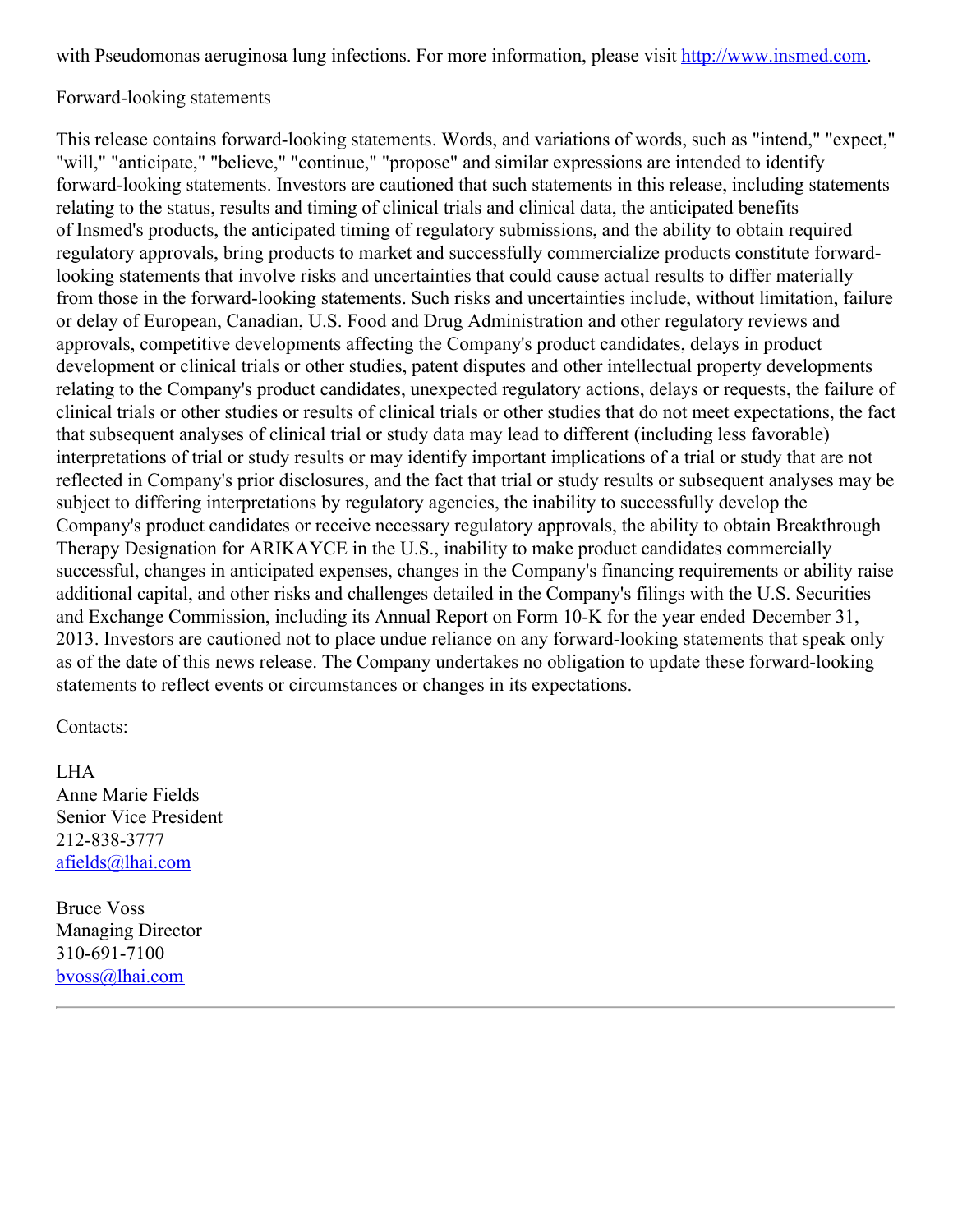with Pseudomonas aeruginosa lung infections. For more information, please visit http://www.insmed.com.

Forward-looking statements

This release contains forward-looking statements. Words, and variations of words, such as "intend," "expect," "will," "anticipate," "believe," "continue," "propose" and similar expressions are intended to identify forward-looking statements. Investors are cautioned that such statements in this release, including statements relating to the status, results and timing of clinical trials and clinical data, the anticipated benefits of Insmed's products, the anticipated timing of regulatory submissions, and the ability to obtain required regulatory approvals, bring products to market and successfully commercialize products constitute forward-looking statements that involve risks and uncertainties that could cause actual results to differ materially from those in the forward-looking statements. Such risks and uncertainties include, without limitation, failure or delay of European, Canadian, U.S. Food and Drug Administration and other regulatory reviews and approvals, competitive developments affecting the Company's product candidates, delays in product development or clinical trials or other studies, patent disputes and other intellectual property developments relating to the Company's product candidates, unexpected regulatory actions, delays or requests, the failure of clinical trials or other studies or results of clinical trials or other studies that do not meet expectations, the fact that subsequent analyses of clinical trial or study data may lead to different (including less favorable) interpretations of trial or study results or may identify important implications of a trial or study that are not reflected in Company's prior disclosures, and the fact that trial or study results or subsequent analyses may be subject to differing interpretations by regulatory agencies, the inability to successfully develop the Company's product candidates or receive necessary regulatory approvals, the ability to obtain Breakthrough Therapy Designation for ARIKAYCE in the U.S., inability to make product candidates commercially successful, changes in anticipated expenses, changes in the Company's financing requirements or ability raise additional capital, and other risks and challenges detailed in the Company's filings with the U.S. Securities and Exchange Commission, including its Annual Report on Form 10-K for the year ended December 31, 2013. Investors are cautioned not to place undue reliance on any forward-looking statements that speak only as of the date of this news release. The Company undertakes no obligation to update these forward-looking statements to reflect events or circumstances or changes in its expectations.

Contacts:

LHA
Anne Marie Fields
Senior Vice President
212-838-3777
afields@lhai.com

Bruce Voss
Managing Director
310-691-7100
bvoss@lhai.com